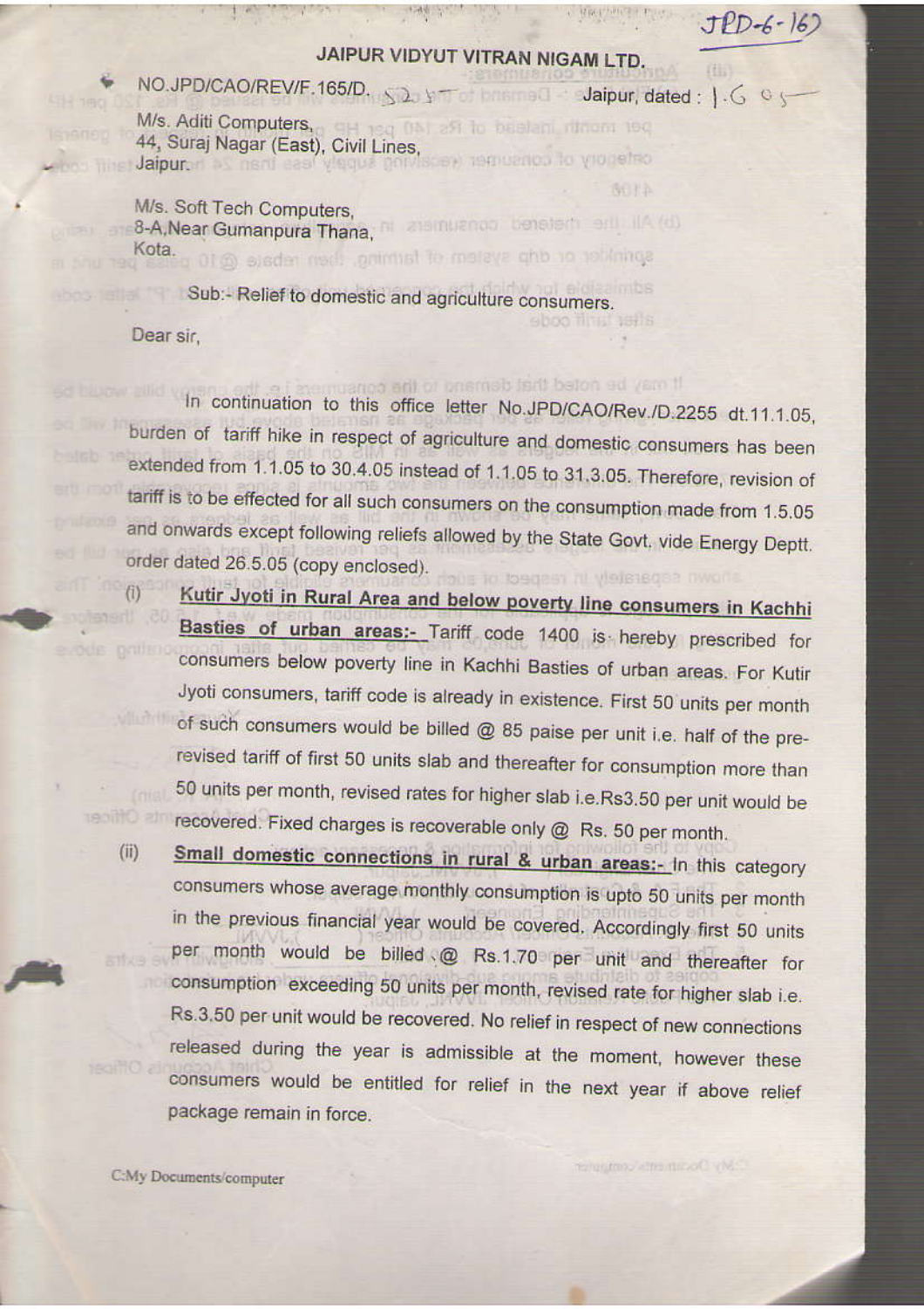JPD-6-167

# JAIPUR VIDYUT VITRAN NIGAM LTD.

NO.JPD/CAO/REV/F.165/D. 525 Jaipur, dated : 1.6.05

M/s. Aditi Computers,
44, Suraj Nagar (East), Civil Lines,
Jaipur.

M/s. Soft Tech Computers,
8-A,Near Gumanpura Thana,
Kota.

Sub:- Relief to domestic and agriculture consumers.

Dear sir,

In continuation to this office letter No.JPD/CAO/Rev./D.2255 dt.11.1.05, burden of tariff hike in respect of agriculture and domestic consumers has been extended from 1.1.05 to 30.4.05 instead of 1.1.05 to 31.3.05. Therefore, revision of tariff is to be effected for all such consumers on the consumption made from 1.5.05 and onwards except following reliefs allowed by the State Govt. vide Energy Deptt. order dated 26.5.05 (copy enclosed).

(i) **Kutir Jyoti in Rural Area and below poverty line consumers in Kachhi Basties of urban areas:-** Tariff code 1400 is hereby prescribed for consumers below poverty line in Kachhi Basties of urban areas. For Kutir Jyoti consumers, tariff code is already in existence. First 50 units per month of such consumers would be billed @ 85 paise per unit i.e. half of the pre-revised tariff of first 50 units slab and thereafter for consumption more than 50 units per month, revised rates for higher slab i.e.Rs3.50 per unit would be recovered. Fixed charges is recoverable only @ Rs. 50 per month.

(ii) **Small domestic connections in rural & urban areas:-** In this category consumers whose average monthly consumption is upto 50 units per month in the previous financial year would be covered. Accordingly first 50 units per month would be billed @ Rs.1.70 per unit and thereafter for consumption exceeding 50 units per month, revised rate for higher slab i.e. Rs.3.50 per unit would be recovered. No relief in respect of new connections released during the year is admissible at the moment, however these consumers would be entitled for relief in the next year if above relief package remain in force.

C:My Documents/computer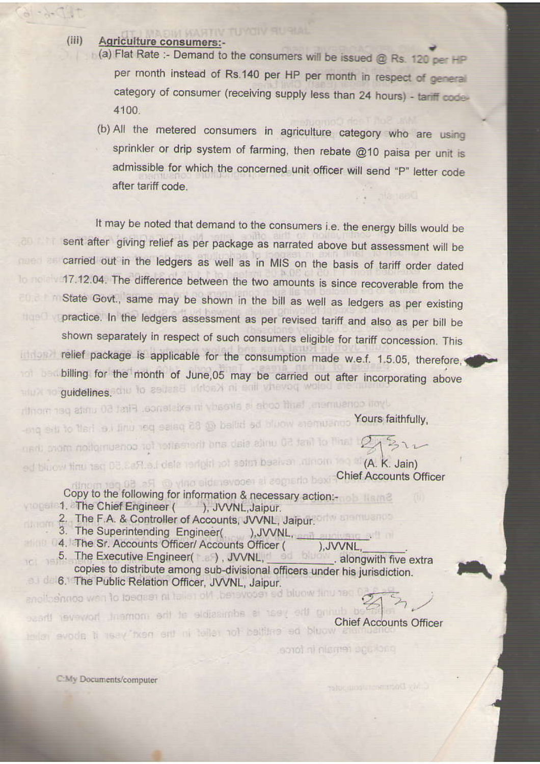(iii) **Agriculture consumers:-**

(a) Flat Rate :- Demand to the consumers will be issued @ Rs. 120 per HP per month instead of Rs.140 per HP per month in respect of general category of consumer (receiving supply less than 24 hours) - tariff code-4100.

(b) All the metered consumers in agriculture category who are using sprinkler or drip system of farming, then rebate @10 paisa per unit is admissible for which the concerned unit officer will send "P" letter code after tariff code.

It may be noted that demand to the consumers i.e. the energy bills would be sent after giving relief as per package as narrated above but assessment will be carried out in the ledgers as well as in MIS on the basis of tariff order dated 17.12.04. The difference between the two amounts is since recoverable from the State Govt., same may be shown in the bill as well as ledgers as per existing practice. In the ledgers assessment as per revised tariff and also as per bill be shown separately in respect of such consumers eligible for tariff concession. This relief package is applicable for the consumption made w.e.f. 1.5.05, therefore, billing for the month of June,05 may be carried out after incorporating above guidelines.

Yours faithfully,

(A. K. Jain)
Chief Accounts Officer

Copy to the following for information & necessary action:-

1. The Chief Engineer ( ), JVVNL,Jaipur.
2. The F.A. & Controller of Accounts, JVVNL, Jaipur.
3. The Superintending Engineer( ),JVVNL,\_\_\_\_\_\_\_.
4. The Sr. Accounts Officer/ Accounts Officer ( ),JVVNL,\_\_\_\_\_\_\_.
5. The Executive Engineer( ), JVVNL,\_\_\_\_\_\_\_\_\_\_. alongwith five extra copies to distribute among sub-divisional officers under his jurisdiction.
6. The Public Relation Officer, JVVNL, Jaipur.

Chief Accounts Officer

C:My Documents/computer